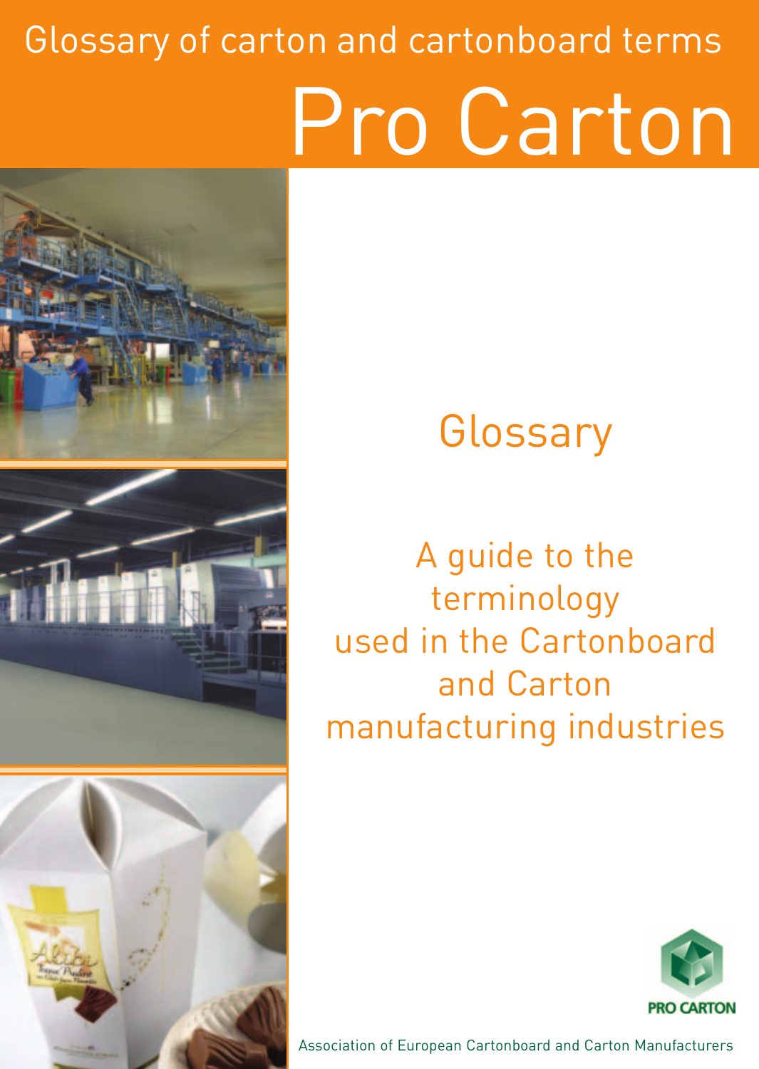Glossary of carton and cartonboard terms

# Pro Carton

## Glossary

A guide to the terminology used in the Cartonboard and Carton manufacturing industries

PRO CARTON

Association of European Cartonboard and Carton Manufacturers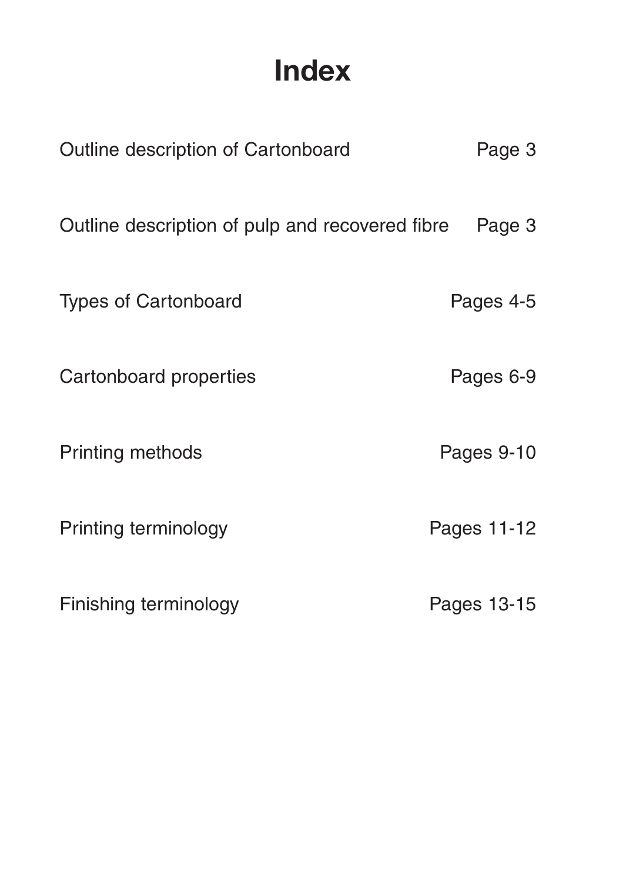# Index

| | |
|---|---|
| Outline description of Cartonboard | Page 3 |
| Outline description of pulp and recovered fibre | Page 3 |
| Types of Cartonboard | Pages 4-5 |
| Cartonboard properties | Pages 6-9 |
| Printing methods | Pages 9-10 |
| Printing terminology | Pages 11-12 |
| Finishing terminology | Pages 13-15 |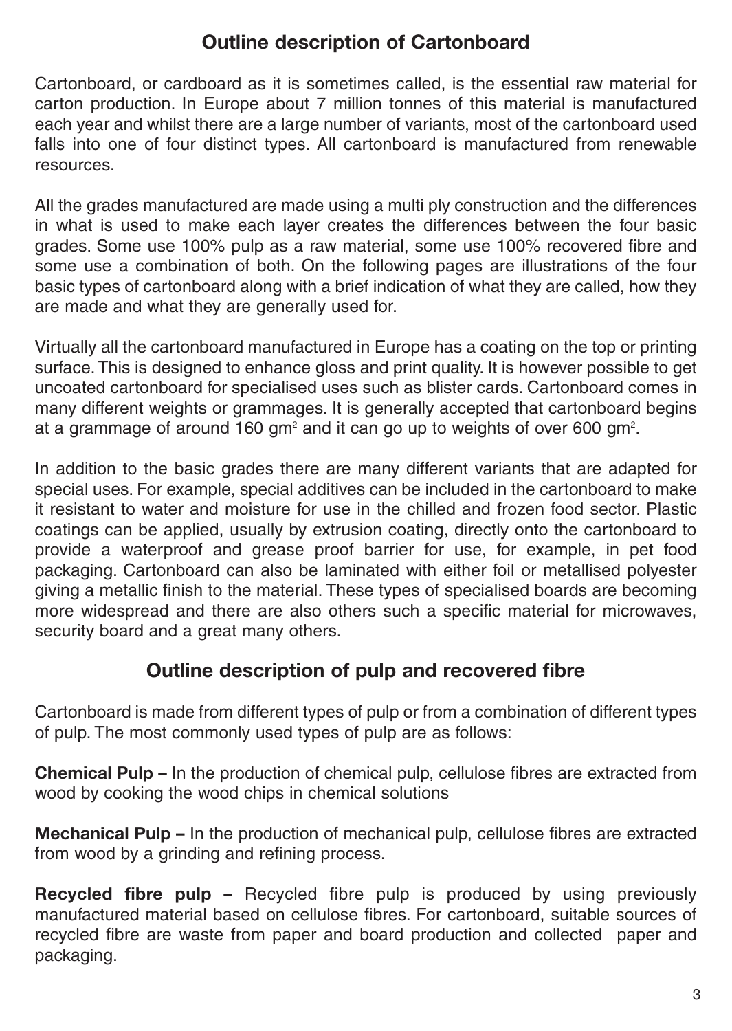## Outline description of Cartonboard

Cartonboard, or cardboard as it is sometimes called, is the essential raw material for carton production. In Europe about 7 million tonnes of this material is manufactured each year and whilst there are a large number of variants, most of the cartonboard used falls into one of four distinct types. All cartonboard is manufactured from renewable resources.

All the grades manufactured are made using a multi ply construction and the differences in what is used to make each layer creates the differences between the four basic grades. Some use 100% pulp as a raw material, some use 100% recovered fibre and some use a combination of both. On the following pages are illustrations of the four basic types of cartonboard along with a brief indication of what they are called, how they are made and what they are generally used for.

Virtually all the cartonboard manufactured in Europe has a coating on the top or printing surface. This is designed to enhance gloss and print quality. It is however possible to get uncoated cartonboard for specialised uses such as blister cards. Cartonboard comes in many different weights or grammages. It is generally accepted that cartonboard begins at a grammage of around 160 $gm^2$ and it can go up to weights of over 600 $gm^2$.

In addition to the basic grades there are many different variants that are adapted for special uses. For example, special additives can be included in the cartonboard to make it resistant to water and moisture for use in the chilled and frozen food sector. Plastic coatings can be applied, usually by extrusion coating, directly onto the cartonboard to provide a waterproof and grease proof barrier for use, for example, in pet food packaging. Cartonboard can also be laminated with either foil or metallised polyester giving a metallic finish to the material. These types of specialised boards are becoming more widespread and there are also others such a specific material for microwaves, security board and a great many others.

## Outline description of pulp and recovered fibre

Cartonboard is made from different types of pulp or from a combination of different types of pulp. The most commonly used types of pulp are as follows:

**Chemical Pulp –** In the production of chemical pulp, cellulose fibres are extracted from wood by cooking the wood chips in chemical solutions

**Mechanical Pulp –** In the production of mechanical pulp, cellulose fibres are extracted from wood by a grinding and refining process.

**Recycled fibre pulp –** Recycled fibre pulp is produced by using previously manufactured material based on cellulose fibres. For cartonboard, suitable sources of recycled fibre are waste from paper and board production and collected paper and packaging.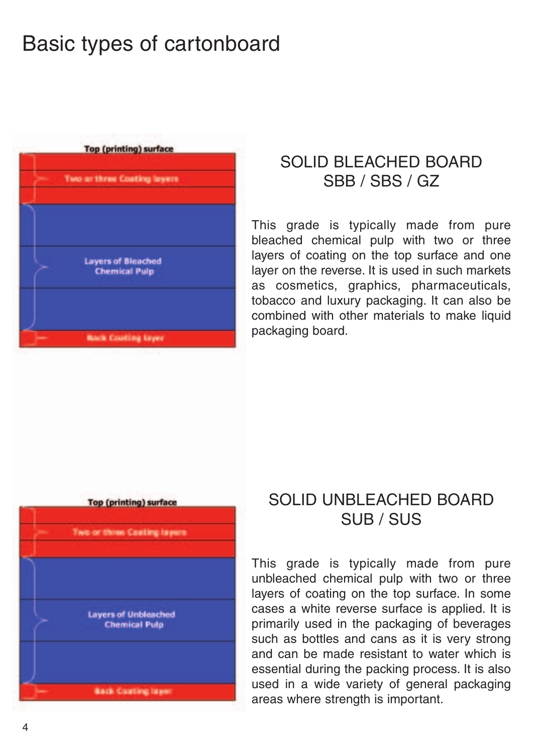# Basic types of cartonboard

Top (printing) surface

Two or three Coating layers

Layers of Bleached Chemical Pulp

Back Coating layer

## SOLID BLEACHED BOARD SBB / SBS / GZ

This grade is typically made from pure bleached chemical pulp with two or three layers of coating on the top surface and one layer on the reverse. It is used in such markets as cosmetics, graphics, pharmaceuticals, tobacco and luxury packaging. It can also be combined with other materials to make liquid packaging board.

Top (printing) surface

Two or three Coating layers

Layers of Unbleached Chemical Pulp

Back Coating layer

## SOLID UNBLEACHED BOARD SUB / SUS

This grade is typically made from pure unbleached chemical pulp with two or three layers of coating on the top surface. In some cases a white reverse surface is applied. It is primarily used in the packaging of beverages such as bottles and cans as it is very strong and can be made resistant to water which is essential during the packing process. It is also used in a wide variety of general packaging areas where strength is important.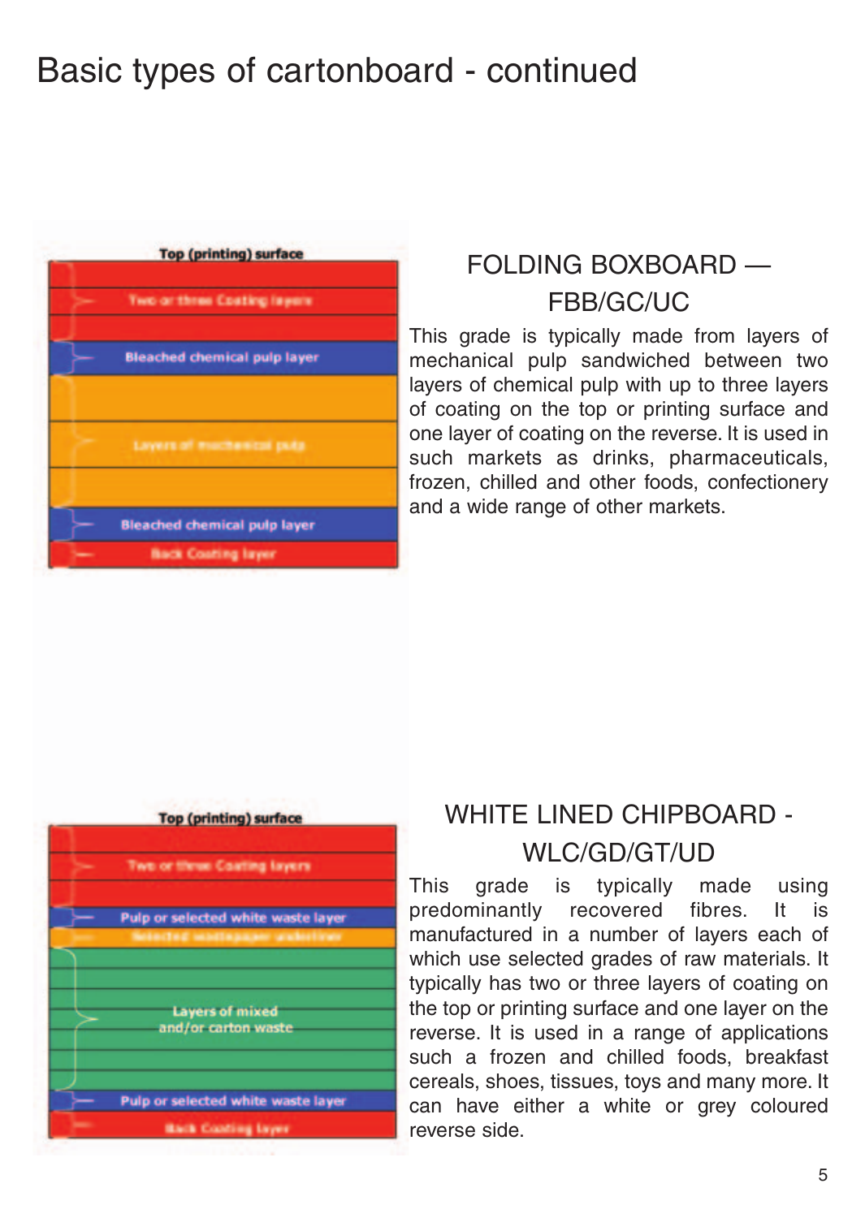# Basic types of cartonboard - continued

Top (printing) surface

- Two or three Coating layers
- Bleached chemical pulp layer
- Layers of mechanical pulp
- Bleached chemical pulp layer
- Back Coating layer

## FOLDING BOXBOARD — FBB/GC/UC

This grade is typically made from layers of mechanical pulp sandwiched between two layers of chemical pulp with up to three layers of coating on the top or printing surface and one layer of coating on the reverse. It is used in such markets as drinks, pharmaceuticals, frozen, chilled and other foods, confectionery and a wide range of other markets.

Top (printing) surface

- Two or three Coating layers
- Pulp or selected white waste layer
- Selected wastepaper underliner
- Layers of mixed and/or carton waste
- Pulp or selected white waste layer
- Back Coating layer

## WHITE LINED CHIPBOARD - WLC/GD/GT/UD

This grade is typically made using predominantly recovered fibres. It is manufactured in a number of layers each of which use selected grades of raw materials. It typically has two or three layers of coating on the top or printing surface and one layer on the reverse. It is used in a range of applications such a frozen and chilled foods, breakfast cereals, shoes, tissues, toys and many more. It can have either a white or grey coloured reverse side.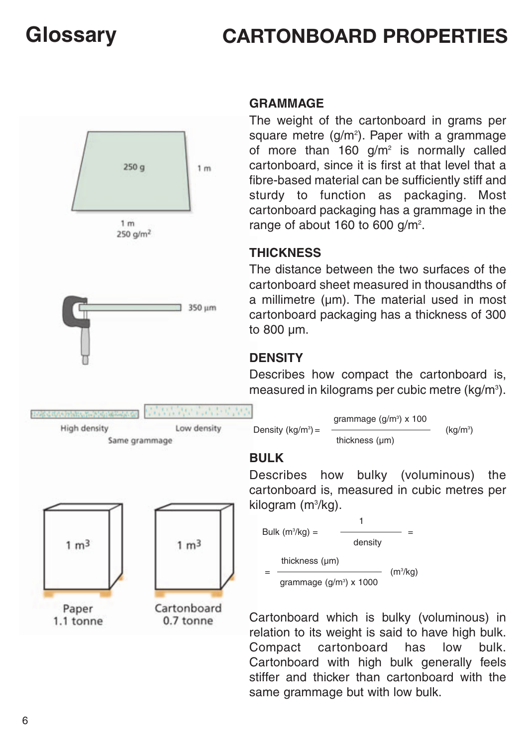# Glossary

# CARTONBOARD PROPERTIES

250 g

1 m

1 m
250 g/m²

350 µm

High density

Low density

Same grammage

1 m³

1 m³

Paper
1.1 tonne

Cartonboard
0.7 tonne

### GRAMMAGE

The weight of the cartonboard in grams per square metre (g/m²). Paper with a grammage of more than 160 g/m² is normally called cartonboard, since it is first at that level that a fibre-based material can be sufficiently stiff and sturdy to function as packaging. Most cartonboard packaging has a grammage in the range of about 160 to 600 g/m².

### THICKNESS

The distance between the two surfaces of the cartonboard sheet measured in thousandths of a millimetre (µm). The material used in most cartonboard packaging has a thickness of 300 to 800 µm.

### DENSITY

Describes how compact the cartonboard is, measured in kilograms per cubic metre (kg/m³).

$$\text{Density (kg/m}^3\text{)} = \frac{\text{grammage (g/m}^3\text{)} \times 100}{\text{thickness (µm)}} \quad \text{(kg/m}^3\text{)}$$

### BULK

Describes how bulky (voluminous) the cartonboard is, measured in cubic metres per kilogram (m³/kg).

$$\text{Bulk (m}^3\text{/kg)} = \frac{1}{\text{density}} = $$

$$= \frac{\text{thickness (µm)}}{\text{grammage (g/m}^3\text{)} \times 1000} \quad \text{(m}^3\text{/kg)}$$

Cartonboard which is bulky (voluminous) in relation to its weight is said to have high bulk. Compact cartonboard has low bulk. Cartonboard with high bulk generally feels stiffer and thicker than cartonboard with the same grammage but with low bulk.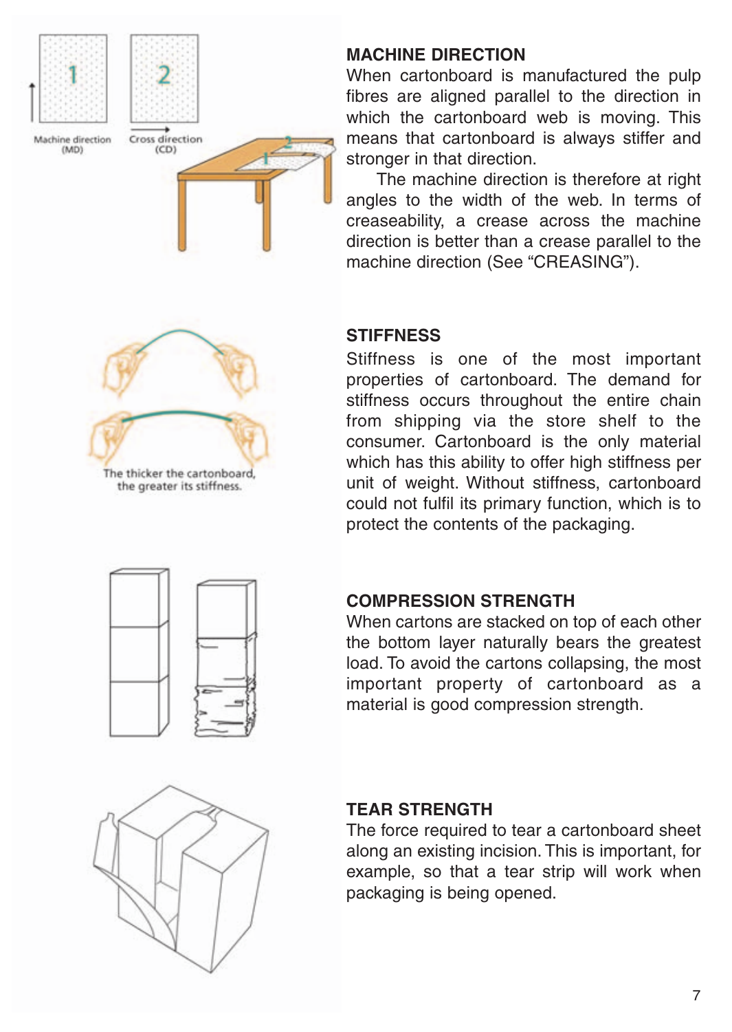## MACHINE DIRECTION

When cartonboard is manufactured the pulp fibres are aligned parallel to the direction in which the cartonboard web is moving. This means that cartonboard is always stiffer and stronger in that direction.

The machine direction is therefore at right angles to the width of the web. In terms of creaseability, a crease across the machine direction is better than a crease parallel to the machine direction (See "CREASING").

Machine direction (MD)

Cross direction (CD)

## STIFFNESS

Stiffness is one of the most important properties of cartonboard. The demand for stiffness occurs throughout the entire chain from shipping via the store shelf to the consumer. Cartonboard is the only material which has this ability to offer high stiffness per unit of weight. Without stiffness, cartonboard could not fulfil its primary function, which is to protect the contents of the packaging.

The thicker the cartonboard, the greater its stiffness.

## COMPRESSION STRENGTH

When cartons are stacked on top of each other the bottom layer naturally bears the greatest load. To avoid the cartons collapsing, the most important property of cartonboard as a material is good compression strength.

## TEAR STRENGTH

The force required to tear a cartonboard sheet along an existing incision. This is important, for example, so that a tear strip will work when packaging is being opened.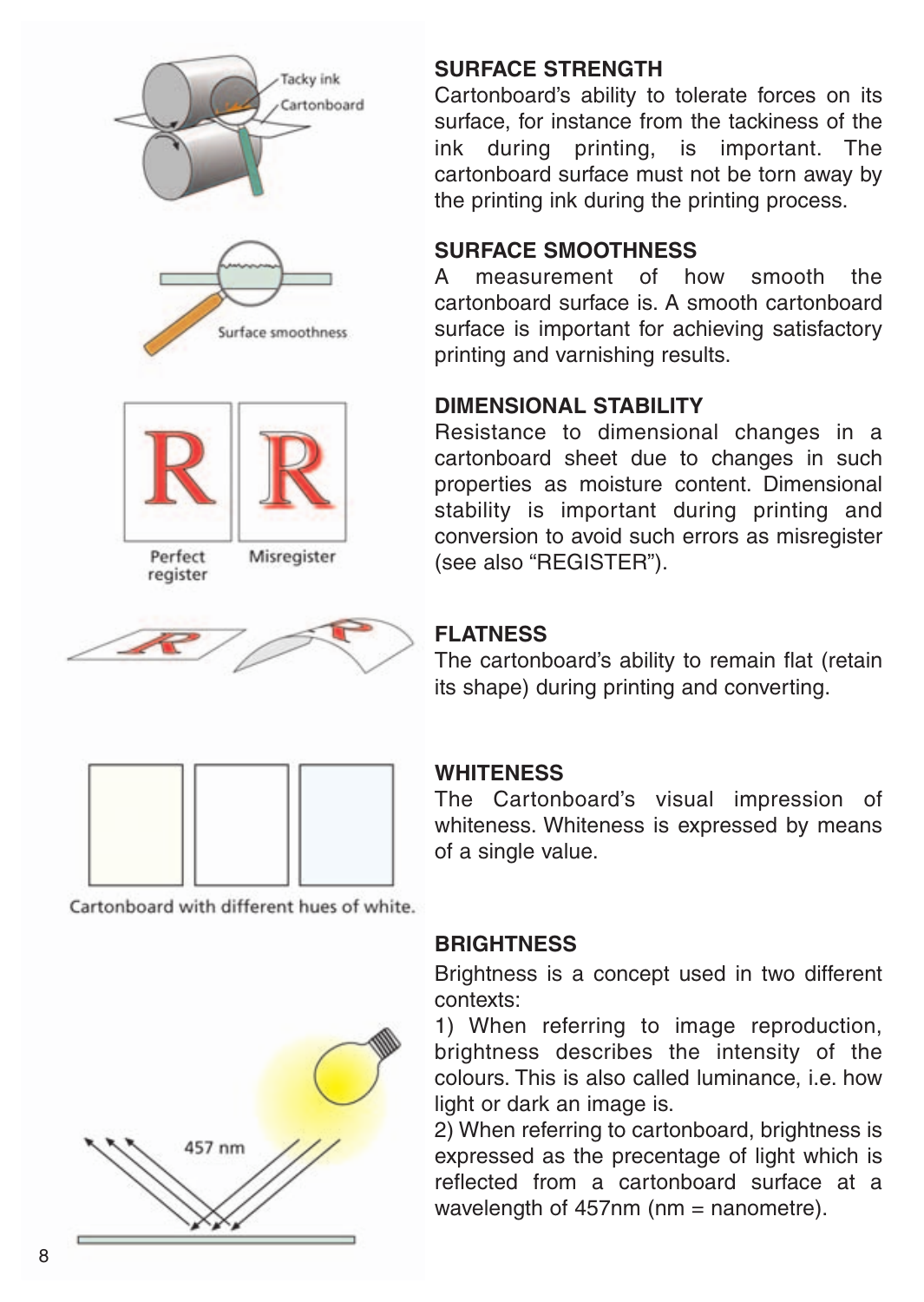## SURFACE STRENGTH

Cartonboard's ability to tolerate forces on its surface, for instance from the tackiness of the ink during printing, is important. The cartonboard surface must not be torn away by the printing ink during the printing process.

## SURFACE SMOOTHNESS

A measurement of how smooth the cartonboard surface is. A smooth cartonboard surface is important for achieving satisfactory printing and varnishing results.

## DIMENSIONAL STABILITY

Resistance to dimensional changes in a cartonboard sheet due to changes in such properties as moisture content. Dimensional stability is important during printing and conversion to avoid such errors as misregister (see also "REGISTER").

## FLATNESS

The cartonboard's ability to remain flat (retain its shape) during printing and converting.

## WHITENESS

The Cartonboard's visual impression of whiteness. Whiteness is expressed by means of a single value.

Cartonboard with different hues of white.

## BRIGHTNESS

Brightness is a concept used in two different contexts:

1) When referring to image reproduction, brightness describes the intensity of the colours. This is also called luminance, i.e. how light or dark an image is.

2) When referring to cartonboard, brightness is expressed as the precentage of light which is reflected from a cartonboard surface at a wavelength of 457nm (nm = nanometre).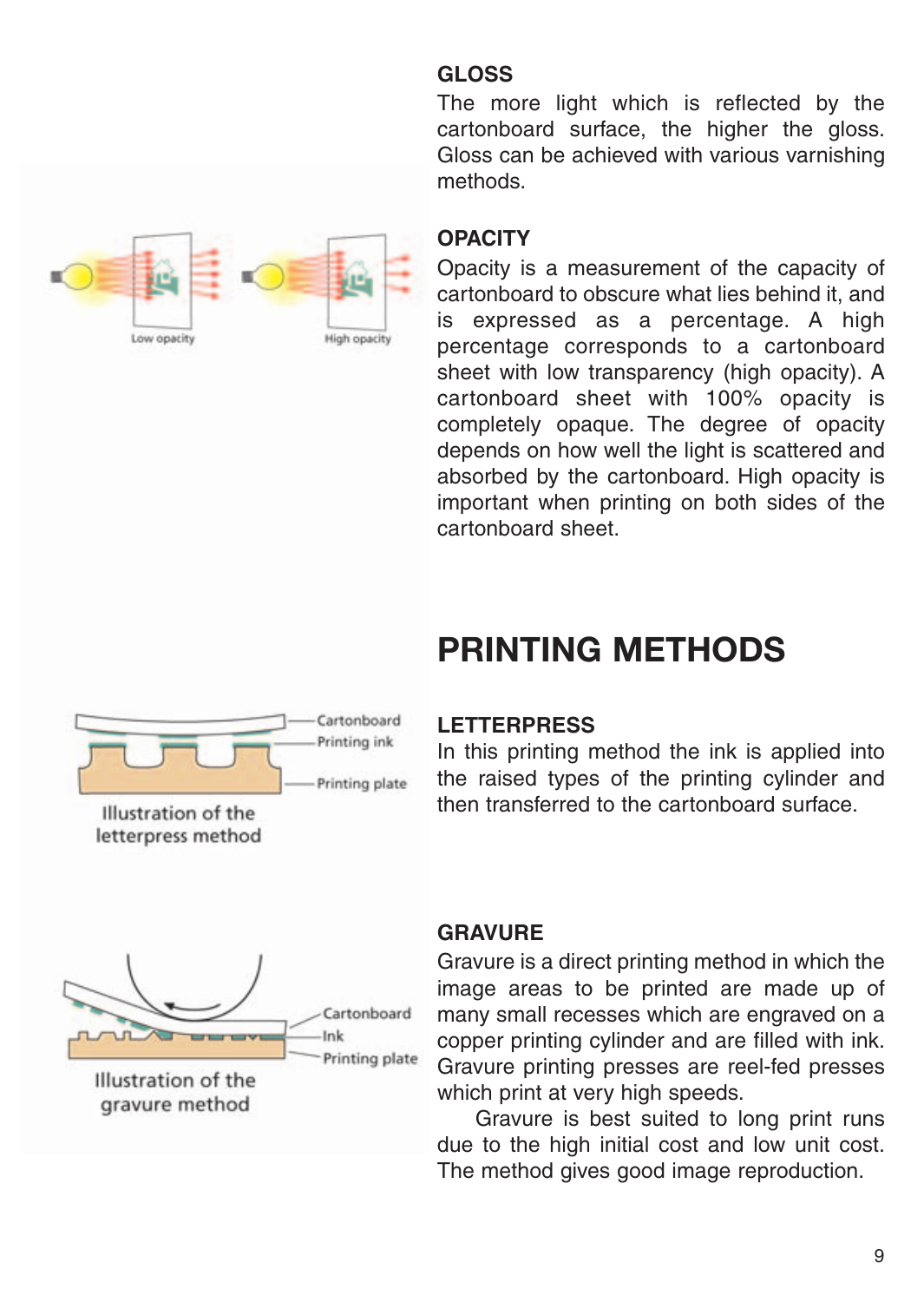## GLOSS

The more light which is reflected by the cartonboard surface, the higher the gloss. Gloss can be achieved with various varnishing methods.

## OPACITY

Opacity is a measurement of the capacity of cartonboard to obscure what lies behind it, and is expressed as a percentage. A high percentage corresponds to a cartonboard sheet with low transparency (high opacity). A cartonboard sheet with 100% opacity is completely opaque. The degree of opacity depends on how well the light is scattered and absorbed by the cartonboard. High opacity is important when printing on both sides of the cartonboard sheet.

Low opacity

High opacity

# PRINTING METHODS

## LETTERPRESS

In this printing method the ink is applied into the raised types of the printing cylinder and then transferred to the cartonboard surface.

Cartonboard
Printing ink
Printing plate

Illustration of the letterpress method

## GRAVURE

Gravure is a direct printing method in which the image areas to be printed are made up of many small recesses which are engraved on a copper printing cylinder and are filled with ink. Gravure printing presses are reel-fed presses which print at very high speeds.

Gravure is best suited to long print runs due to the high initial cost and low unit cost. The method gives good image reproduction.

Cartonboard
Ink
Printing plate

Illustration of the gravure method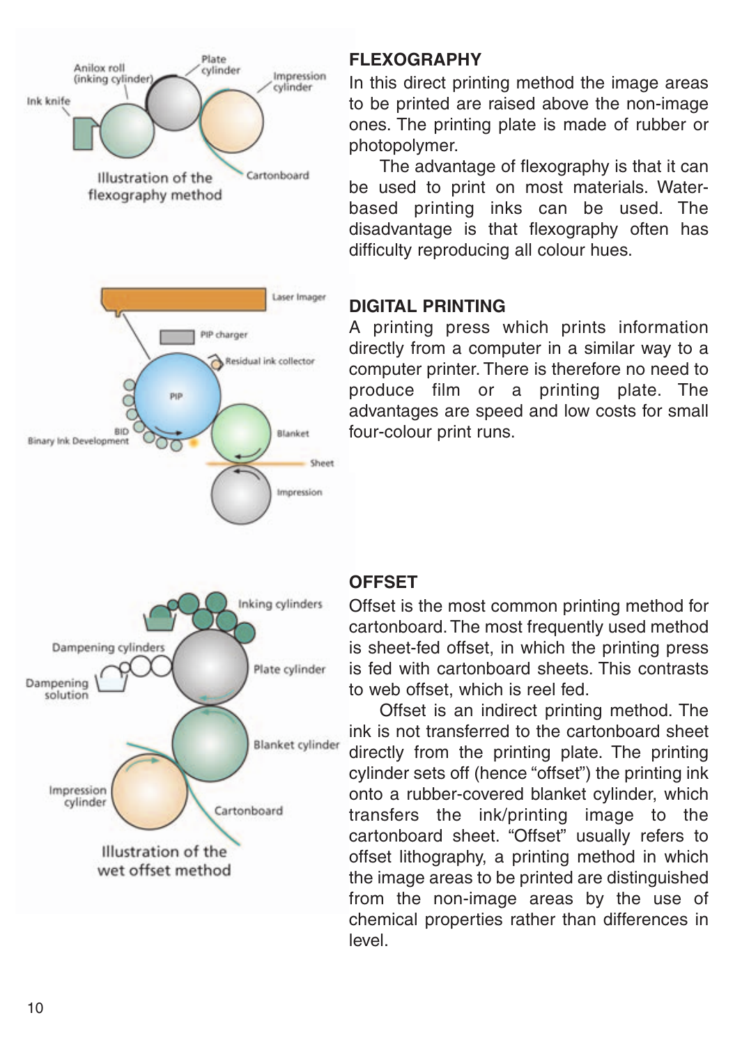## FLEXOGRAPHY

In this direct printing method the image areas to be printed are raised above the non-image ones. The printing plate is made of rubber or photopolymer.

The advantage of flexography is that it can be used to print on most materials. Water-based printing inks can be used. The disadvantage is that flexography often has difficulty reproducing all colour hues.

Illustration of the flexography method

## DIGITAL PRINTING

A printing press which prints information directly from a computer in a similar way to a computer printer. There is therefore no need to produce film or a printing plate. The advantages are speed and low costs for small four-colour print runs.

## OFFSET

Offset is the most common printing method for cartonboard. The most frequently used method is sheet-fed offset, in which the printing press is fed with cartonboard sheets. This contrasts to web offset, which is reel fed.

Offset is an indirect printing method. The ink is not transferred to the cartonboard sheet directly from the printing plate. The printing cylinder sets off (hence “offset”) the printing ink onto a rubber-covered blanket cylinder, which transfers the ink/printing image to the cartonboard sheet. “Offset” usually refers to offset lithography, a printing method in which the image areas to be printed are distinguished from the non-image areas by the use of chemical properties rather than differences in level.

Illustration of the wet offset method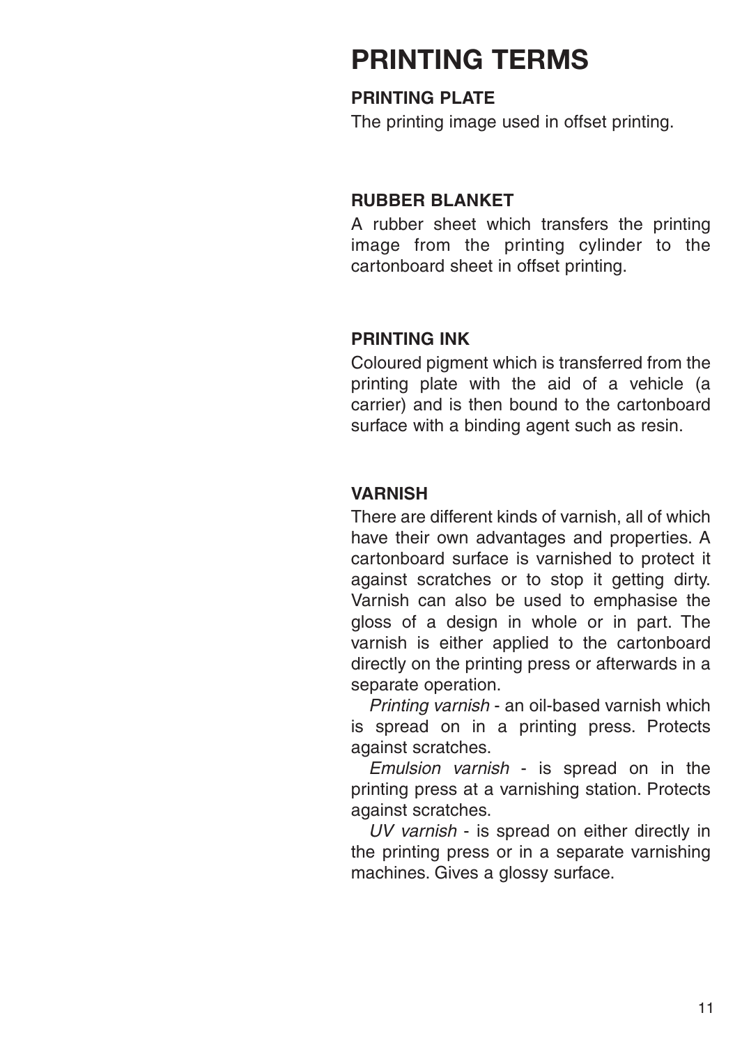# PRINTING TERMS

### PRINTING PLATE

The printing image used in offset printing.

### RUBBER BLANKET

A rubber sheet which transfers the printing image from the printing cylinder to the cartonboard sheet in offset printing.

### PRINTING INK

Coloured pigment which is transferred from the printing plate with the aid of a vehicle (a carrier) and is then bound to the cartonboard surface with a binding agent such as resin.

### VARNISH

There are different kinds of varnish, all of which have their own advantages and properties. A cartonboard surface is varnished to protect it against scratches or to stop it getting dirty. Varnish can also be used to emphasise the gloss of a design in whole or in part. The varnish is either applied to the cartonboard directly on the printing press or afterwards in a separate operation.

*Printing varnish* - an oil-based varnish which is spread on in a printing press. Protects against scratches.

*Emulsion varnish* - is spread on in the printing press at a varnishing station. Protects against scratches.

*UV varnish* - is spread on either directly in the printing press or in a separate varnishing machines. Gives a glossy surface.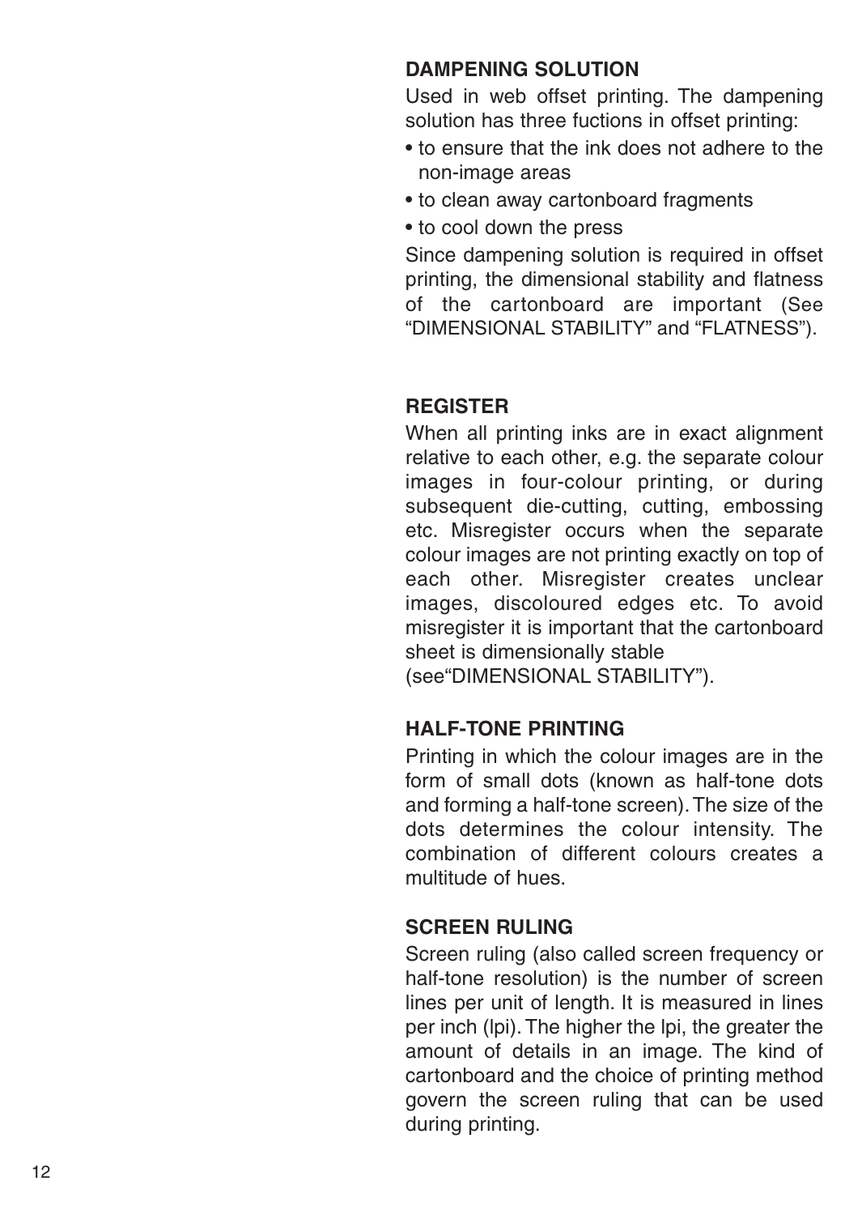## DAMPENING SOLUTION

Used in web offset printing. The dampening solution has three fuctions in offset printing:

- to ensure that the ink does not adhere to the non-image areas
- to clean away cartonboard fragments
- to cool down the press

Since dampening solution is required in offset printing, the dimensional stability and flatness of the cartonboard are important (See “DIMENSIONAL STABILITY” and “FLATNESS”).

## REGISTER

When all printing inks are in exact alignment relative to each other, e.g. the separate colour images in four-colour printing, or during subsequent die-cutting, cutting, embossing etc. Misregister occurs when the separate colour images are not printing exactly on top of each other. Misregister creates unclear images, discoloured edges etc. To avoid misregister it is important that the cartonboard sheet is dimensionally stable (see“DIMENSIONAL STABILITY”).

## HALF-TONE PRINTING

Printing in which the colour images are in the form of small dots (known as half-tone dots and forming a half-tone screen). The size of the dots determines the colour intensity. The combination of different colours creates a multitude of hues.

## SCREEN RULING

Screen ruling (also called screen frequency or half-tone resolution) is the number of screen lines per unit of length. It is measured in lines per inch (lpi). The higher the lpi, the greater the amount of details in an image. The kind of cartonboard and the choice of printing method govern the screen ruling that can be used during printing.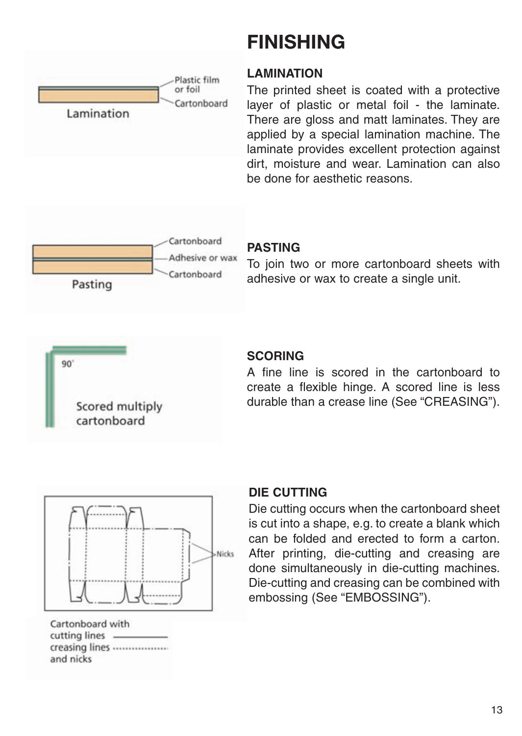# FINISHING

## LAMINATION

The printed sheet is coated with a protective layer of plastic or metal foil - the laminate. There are gloss and matt laminates. They are applied by a special lamination machine. The laminate provides excellent protection against dirt, moisture and wear. Lamination can also be done for aesthetic reasons.

## PASTING

To join two or more cartonboard sheets with adhesive or wax to create a single unit.

## SCORING

A fine line is scored in the cartonboard to create a flexible hinge. A scored line is less durable than a crease line (See "CREASING").

## DIE CUTTING

Die cutting occurs when the cartonboard sheet is cut into a shape, e.g. to create a blank which can be folded and erected to form a carton. After printing, die-cutting and creasing are done simultaneously in die-cutting machines. Die-cutting and creasing can be combined with embossing (See "EMBOSSING").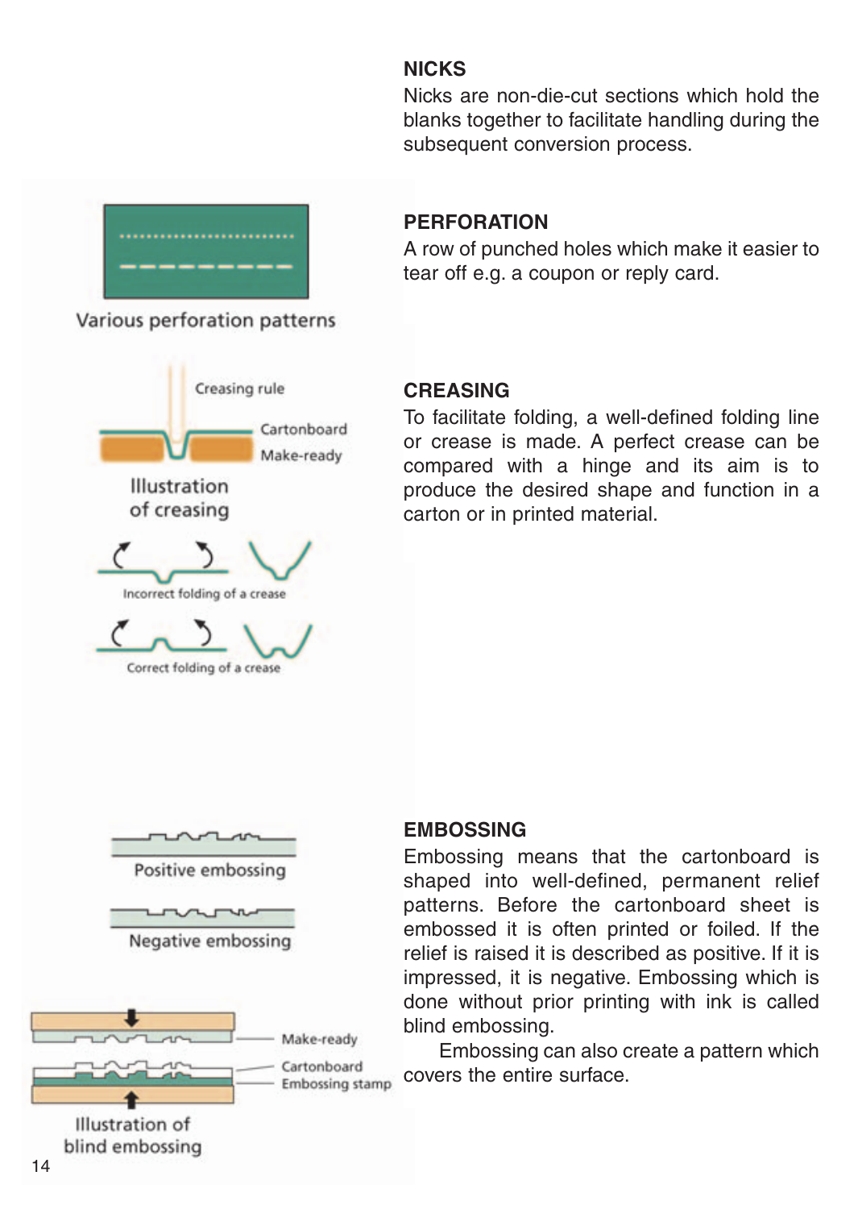## NICKS

Nicks are non-die-cut sections which hold the blanks together to facilitate handling during the subsequent conversion process.

## PERFORATION

A row of punched holes which make it easier to tear off e.g. a coupon or reply card.

Various perforation patterns

## CREASING

To facilitate folding, a well-defined folding line or crease is made. A perfect crease can be compared with a hinge and its aim is to produce the desired shape and function in a carton or in printed material.

Creasing rule

Cartonboard

Make-ready

Illustration of creasing

Incorrect folding of a crease

Correct folding of a crease

## EMBOSSING

Embossing means that the cartonboard is shaped into well-defined, permanent relief patterns. Before the cartonboard sheet is embossed it is often printed or foiled. If the relief is raised it is described as positive. If it is impressed, it is negative. Embossing which is done without prior printing with ink is called blind embossing.

Embossing can also create a pattern which covers the entire surface.

Positive embossing

Negative embossing

Make-ready

Cartonboard

Embossing stamp

Illustration of blind embossing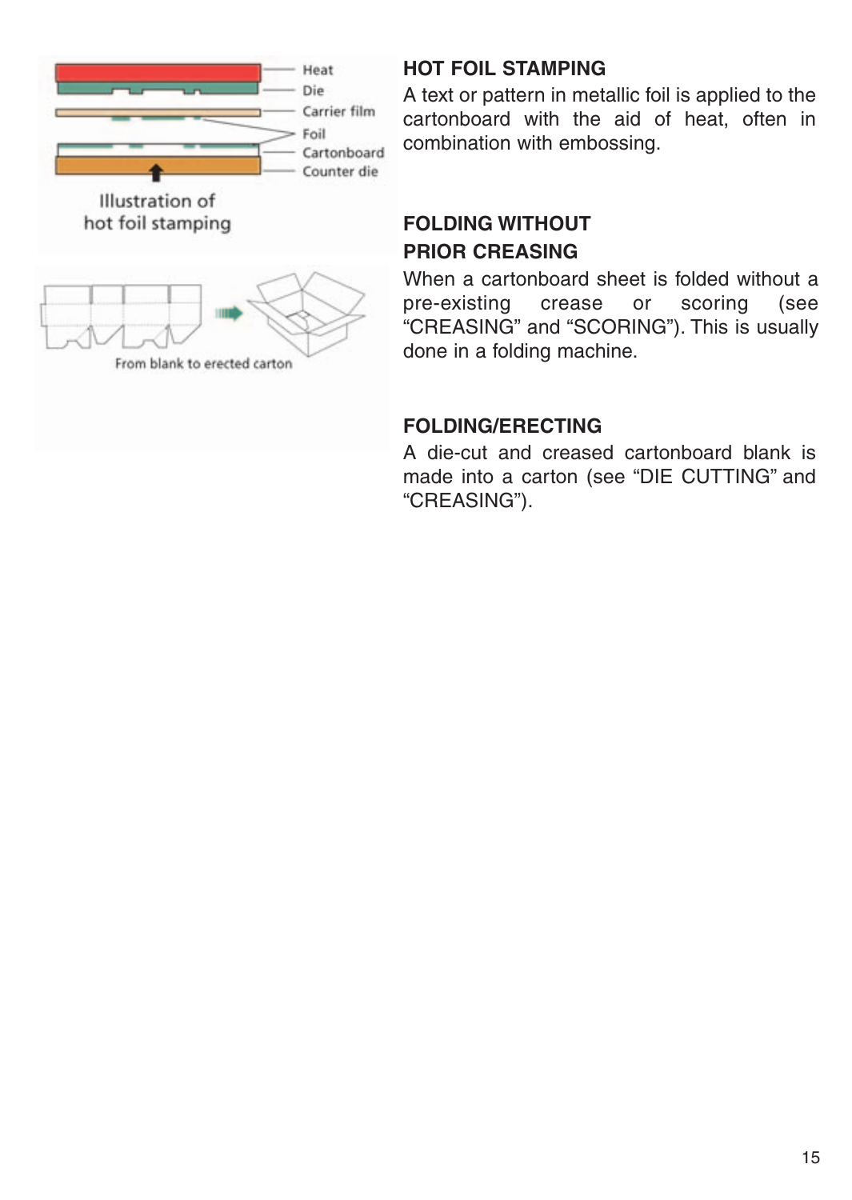## HOT FOIL STAMPING

A text or pattern in metallic foil is applied to the cartonboard with the aid of heat, often in combination with embossing.

## FOLDING WITHOUT PRIOR CREASING

When a cartonboard sheet is folded without a pre-existing crease or scoring (see “CREASING” and “SCORING”). This is usually done in a folding machine.

## FOLDING/ERECTING

A die-cut and creased cartonboard blank is made into a carton (see “DIE CUTTING” and “CREASING”).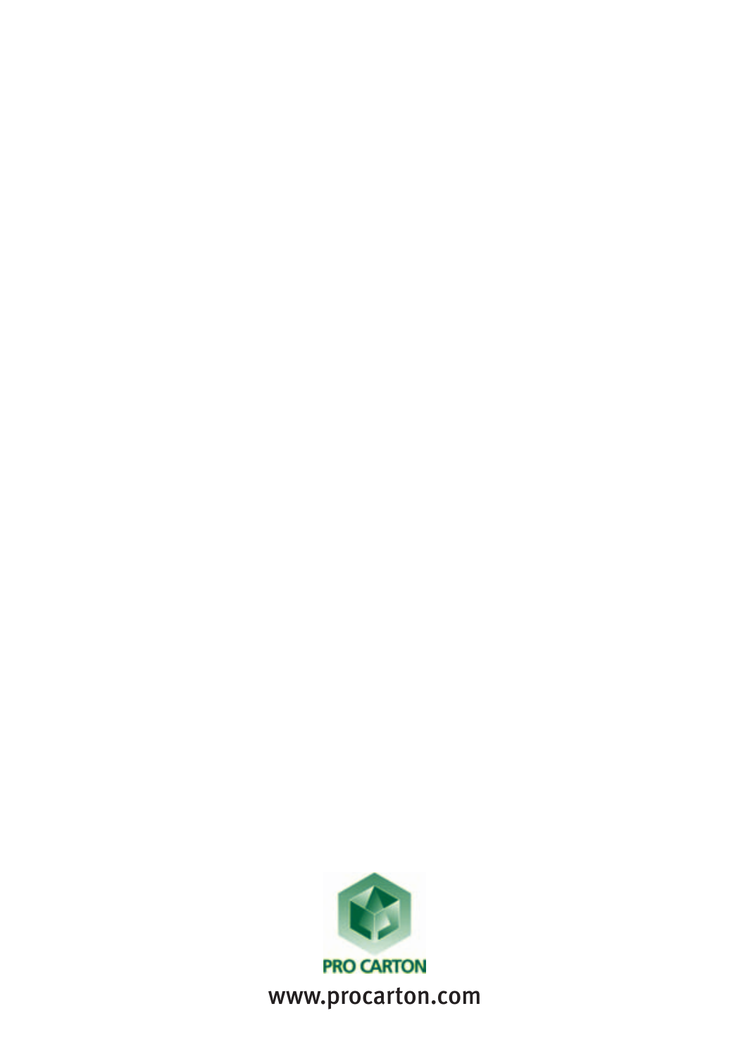PRO CARTON

www.procarton.com